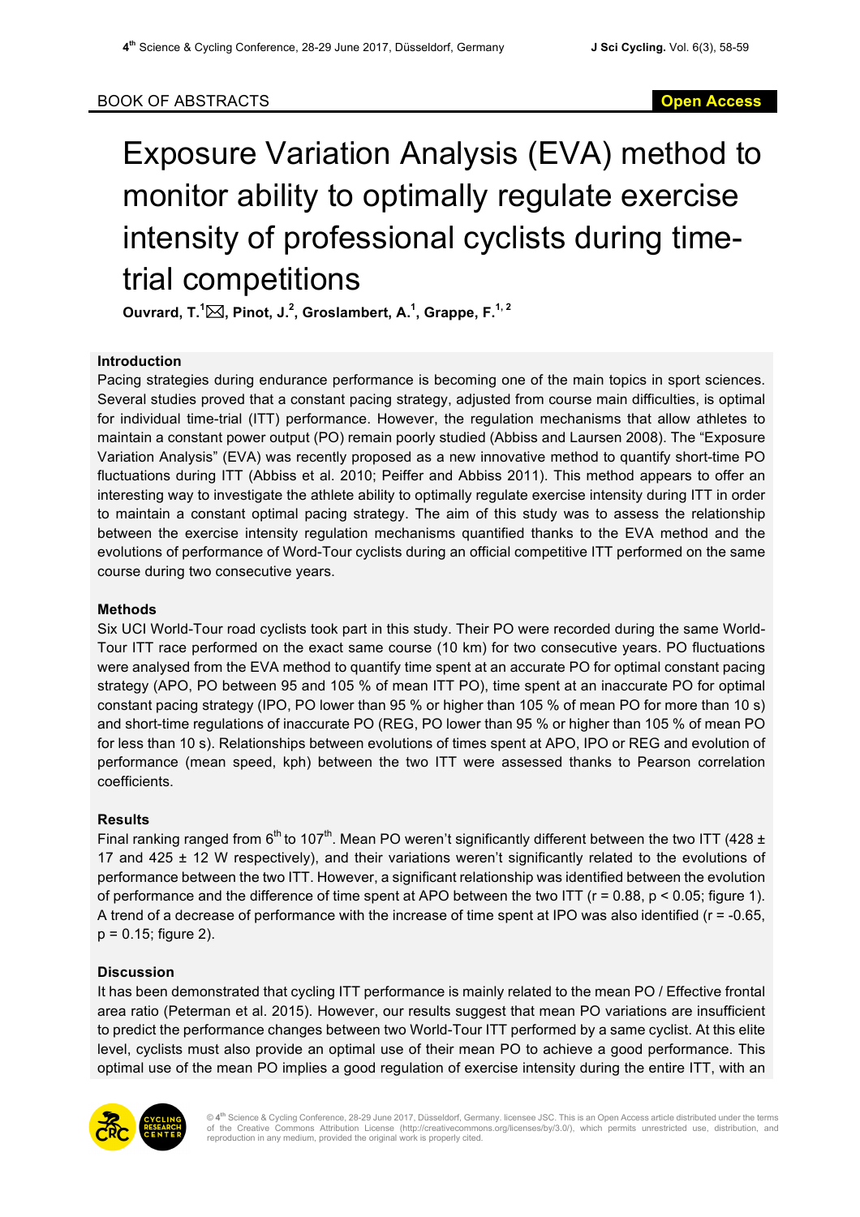BOOK OF ABSTRACTS

# Exposure Variation Analysis (EVA) method to monitor ability to optimally regulate exercise intensity of professional cyclists during time-trial competitions

**Ouvrard, T.[1]✉, Pinot, J.[2], Groslambert, A.[1], Grappe, F.[1, 2]**

### Introduction

Pacing strategies during endurance performance is becoming one of the main topics in sport sciences. Several studies proved that a constant pacing strategy, adjusted from course main difficulties, is optimal for individual time-trial (ITT) performance. However, the regulation mechanisms that allow athletes to maintain a constant power output (PO) remain poorly studied (Abbiss and Laursen 2008). The "Exposure Variation Analysis" (EVA) was recently proposed as a new innovative method to quantify short-time PO fluctuations during ITT (Abbiss et al. 2010; Peiffer and Abbiss 2011). This method appears to offer an interesting way to investigate the athlete ability to optimally regulate exercise intensity during ITT in order to maintain a constant optimal pacing strategy. The aim of this study was to assess the relationship between the exercise intensity regulation mechanisms quantified thanks to the EVA method and the evolutions of performance of Word-Tour cyclists during an official competitive ITT performed on the same course during two consecutive years.

### Methods

Six UCI World-Tour road cyclists took part in this study. Their PO were recorded during the same World-Tour ITT race performed on the exact same course (10 km) for two consecutive years. PO fluctuations were analysed from the EVA method to quantify time spent at an accurate PO for optimal constant pacing strategy (APO, PO between 95 and 105 % of mean ITT PO), time spent at an inaccurate PO for optimal constant pacing strategy (IPO, PO lower than 95 % or higher than 105 % of mean PO for more than 10 s) and short-time regulations of inaccurate PO (REG, PO lower than 95 % or higher than 105 % of mean PO for less than 10 s). Relationships between evolutions of times spent at APO, IPO or REG and evolution of performance (mean speed, kph) between the two ITT were assessed thanks to Pearson correlation coefficients.

### Results

Final ranking ranged from 6th to 107th. Mean PO weren't significantly different between the two ITT (428 ± 17 and 425 ± 12 W respectively), and their variations weren't significantly related to the evolutions of performance between the two ITT. However, a significant relationship was identified between the evolution of performance and the difference of time spent at APO between the two ITT ($r = 0.88$, $p < 0.05$; figure 1). A trend of a decrease of performance with the increase of time spent at IPO was also identified ($r = -0.65$, $p = 0.15$; figure 2).

### Discussion

It has been demonstrated that cycling ITT performance is mainly related to the mean PO / Effective frontal area ratio (Peterman et al. 2015). However, our results suggest that mean PO variations are insufficient to predict the performance changes between two World-Tour ITT performed by a same cyclist. At this elite level, cyclists must also provide an optimal use of their mean PO to achieve a good performance. This optimal use of the mean PO implies a good regulation of exercise intensity during the entire ITT, with an

© 4th Science & Cycling Conference, 28-29 June 2017, Düsseldorf, Germany. licensee JSC. This is an Open Access article distributed under the terms of the Creative Commons Attribution License (http://creativecommons.org/licenses/by/3.0/), which permits unrestricted use, distribution, and reproduction in any medium, provided the original work is properly cited.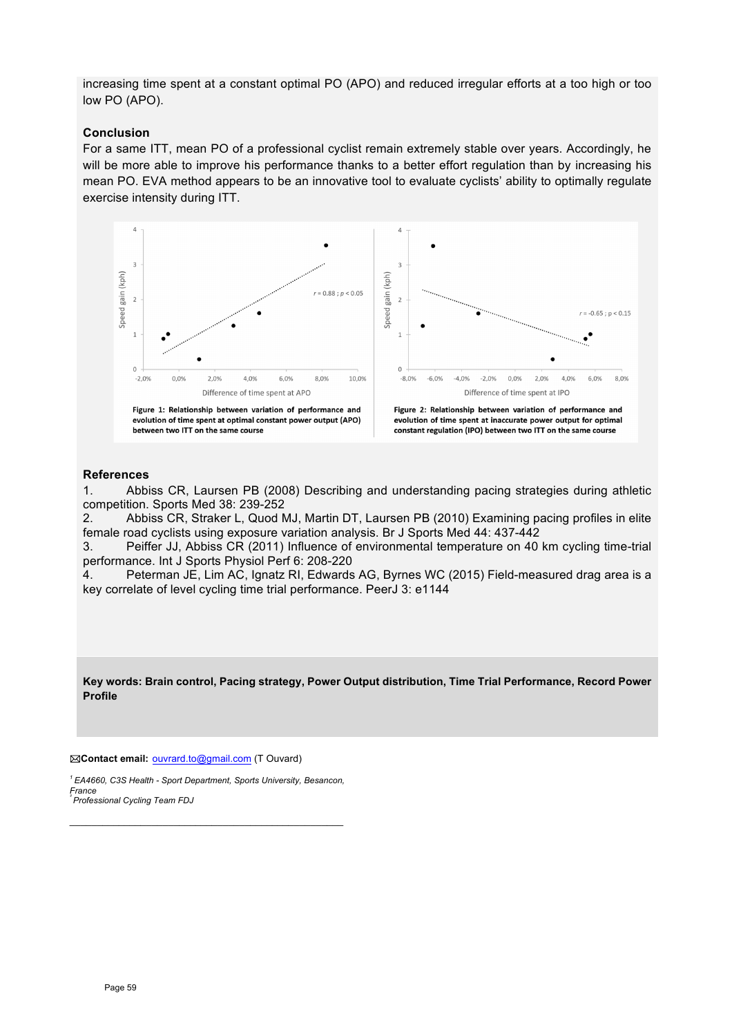increasing time spent at a constant optimal PO (APO) and reduced irregular efforts at a too high or too low PO (APO).

### Conclusion

For a same ITT, mean PO of a professional cyclist remain extremely stable over years. Accordingly, he will be more able to improve his performance thanks to a better effort regulation than by increasing his mean PO. EVA method appears to be an innovative tool to evaluate cyclists' ability to optimally regulate exercise intensity during ITT.

Speed gain (kph)
4
3
2
1
0
-2,0% 0,0% 2,0% 4,0% 6,0% 8,0% 10,0%
Difference of time spent at APO
$r = 0.88$ ; $p < 0.05$

**Figure 1: Relationship between variation of performance and evolution of time spent at optimal constant power output (APO) between two ITT on the same course**

Speed gain (kph)
4
3
2
1
0
-8,0% -6,0% -4,0% -2,0% 0,0% 2,0% 4,0% 6,0% 8,0%
Difference of time spent at IPO
$r = -0.65$ ; $p < 0.15$

**Figure 2: Relationship between variation of performance and evolution of time spent at inaccurate power output for optimal constant regulation (IPO) between two ITT on the same course**

### References

1. Abbiss CR, Laursen PB (2008) Describing and understanding pacing strategies during athletic competition. Sports Med 38: 239-252
2. Abbiss CR, Straker L, Quod MJ, Martin DT, Laursen PB (2010) Examining pacing profiles in elite female road cyclists using exposure variation analysis. Br J Sports Med 44: 437-442
3. Peiffer JJ, Abbiss CR (2011) Influence of environmental temperature on 40 km cycling time-trial performance. Int J Sports Physiol Perf 6: 208-220
4. Peterman JE, Lim AC, Ignatz RI, Edwards AG, Byrnes WC (2015) Field-measured drag area is a key correlate of level cycling time trial performance. PeerJ 3: e1144

**Key words: Brain control, Pacing strategy, Power Output distribution, Time Trial Performance, Record Power Profile**

☒**Contact email:** ouvrard.to@gmail.com (T Ouvrard)

[1] *EA4660, C3S Health - Sport Department, Sports University, Besancon, France*
[2] *Professional Cycling Team FDJ*